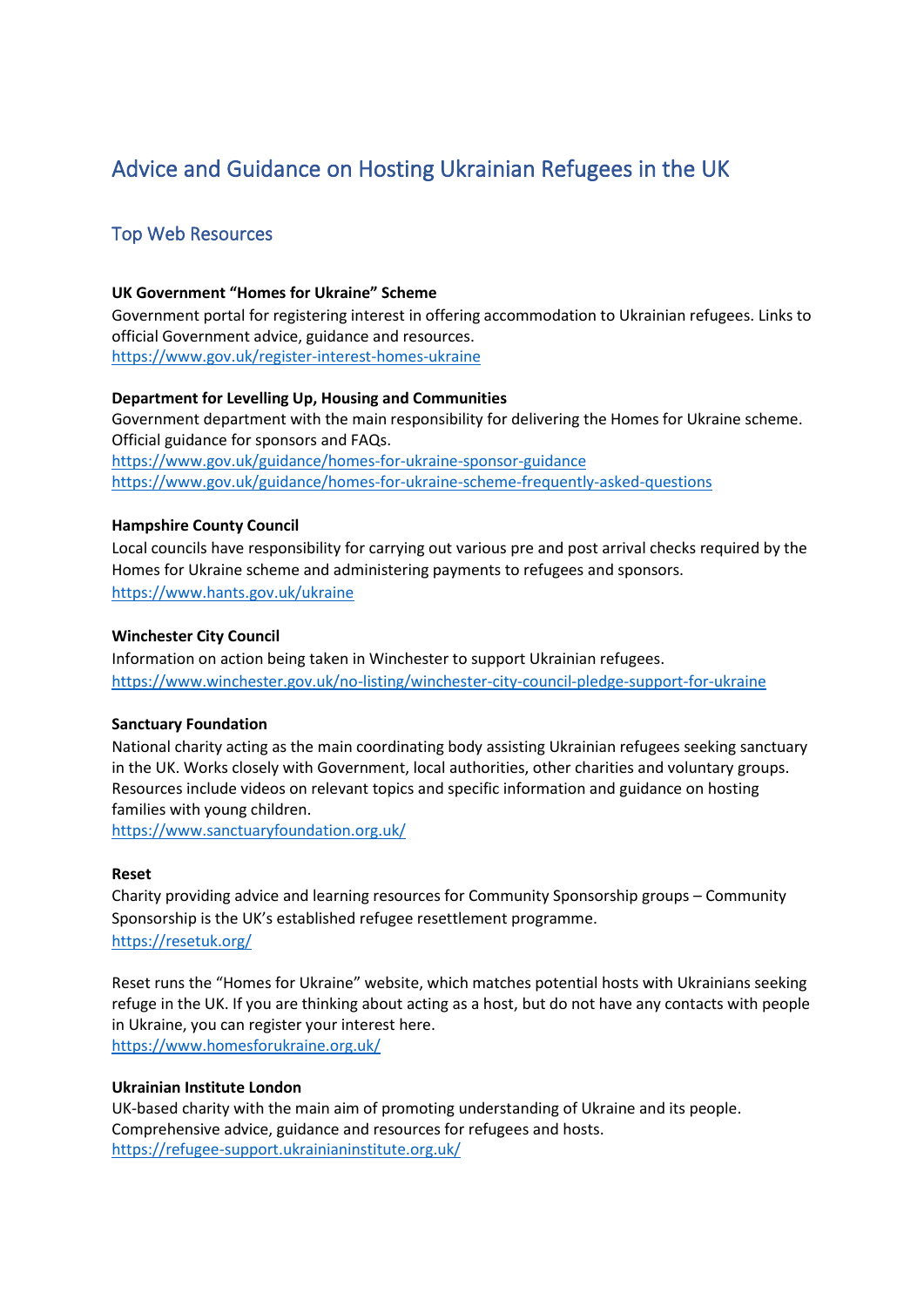# Advice and Guidance on Hosting Ukrainian Refugees in the UK

## Top Web Resources

**UK Government "Homes for Ukraine" Scheme**
Government portal for registering interest in offering accommodation to Ukrainian refugees. Links to official Government advice, guidance and resources.
https://www.gov.uk/register-interest-homes-ukraine

**Department for Levelling Up, Housing and Communities**
Government department with the main responsibility for delivering the Homes for Ukraine scheme. Official guidance for sponsors and FAQs.
https://www.gov.uk/guidance/homes-for-ukraine-sponsor-guidance
https://www.gov.uk/guidance/homes-for-ukraine-scheme-frequently-asked-questions

**Hampshire County Council**
Local councils have responsibility for carrying out various pre and post arrival checks required by the Homes for Ukraine scheme and administering payments to refugees and sponsors.
https://www.hants.gov.uk/ukraine

**Winchester City Council**
Information on action being taken in Winchester to support Ukrainian refugees.
https://www.winchester.gov.uk/no-listing/winchester-city-council-pledge-support-for-ukraine

**Sanctuary Foundation**
National charity acting as the main coordinating body assisting Ukrainian refugees seeking sanctuary in the UK. Works closely with Government, local authorities, other charities and voluntary groups. Resources include videos on relevant topics and specific information and guidance on hosting families with young children.
https://www.sanctuaryfoundation.org.uk/

**Reset**
Charity providing advice and learning resources for Community Sponsorship groups – Community Sponsorship is the UK's established refugee resettlement programme.
https://resetuk.org/

Reset runs the "Homes for Ukraine" website, which matches potential hosts with Ukrainians seeking refuge in the UK. If you are thinking about acting as a host, but do not have any contacts with people in Ukraine, you can register your interest here.
https://www.homesforukraine.org.uk/

**Ukrainian Institute London**
UK-based charity with the main aim of promoting understanding of Ukraine and its people. Comprehensive advice, guidance and resources for refugees and hosts.
https://refugee-support.ukrainianinstitute.org.uk/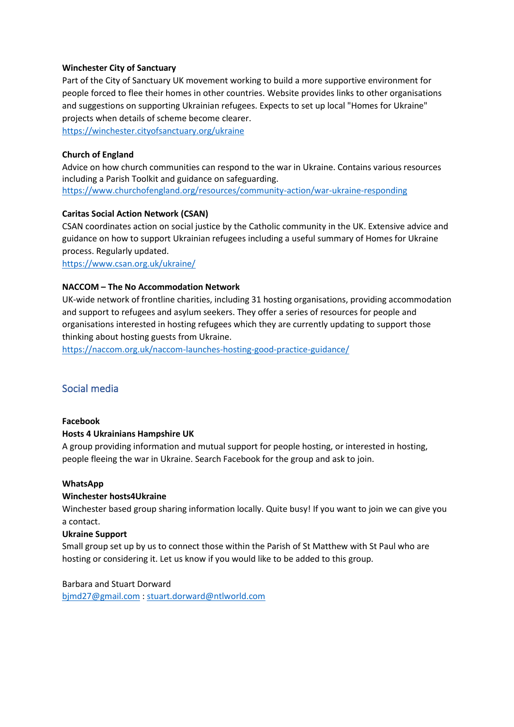**Winchester City of Sanctuary**
Part of the City of Sanctuary UK movement working to build a more supportive environment for people forced to flee their homes in other countries. Website provides links to other organisations and suggestions on supporting Ukrainian refugees. Expects to set up local "Homes for Ukraine" projects when details of scheme become clearer.
https://winchester.cityofsanctuary.org/ukraine

**Church of England**
Advice on how church communities can respond to the war in Ukraine. Contains various resources including a Parish Toolkit and guidance on safeguarding.
https://www.churchofengland.org/resources/community-action/war-ukraine-responding

**Caritas Social Action Network (CSAN)**
CSAN coordinates action on social justice by the Catholic community in the UK. Extensive advice and guidance on how to support Ukrainian refugees including a useful summary of Homes for Ukraine process. Regularly updated.
https://www.csan.org.uk/ukraine/

**NACCOM – The No Accommodation Network**
UK-wide network of frontline charities, including 31 hosting organisations, providing accommodation and support to refugees and asylum seekers. They offer a series of resources for people and organisations interested in hosting refugees which they are currently updating to support those thinking about hosting guests from Ukraine.
https://naccom.org.uk/naccom-launches-hosting-good-practice-guidance/

## Social media

**Facebook**

**Hosts 4 Ukrainians Hampshire UK**
A group providing information and mutual support for people hosting, or interested in hosting, people fleeing the war in Ukraine. Search Facebook for the group and ask to join.

**WhatsApp**

**Winchester hosts4Ukraine**
Winchester based group sharing information locally. Quite busy! If you want to join we can give you a contact.

**Ukraine Support**
Small group set up by us to connect those within the Parish of St Matthew with St Paul who are hosting or considering it. Let us know if you would like to be added to this group.

Barbara and Stuart Dorward
bjmd27@gmail.com : stuart.dorward@ntlworld.com